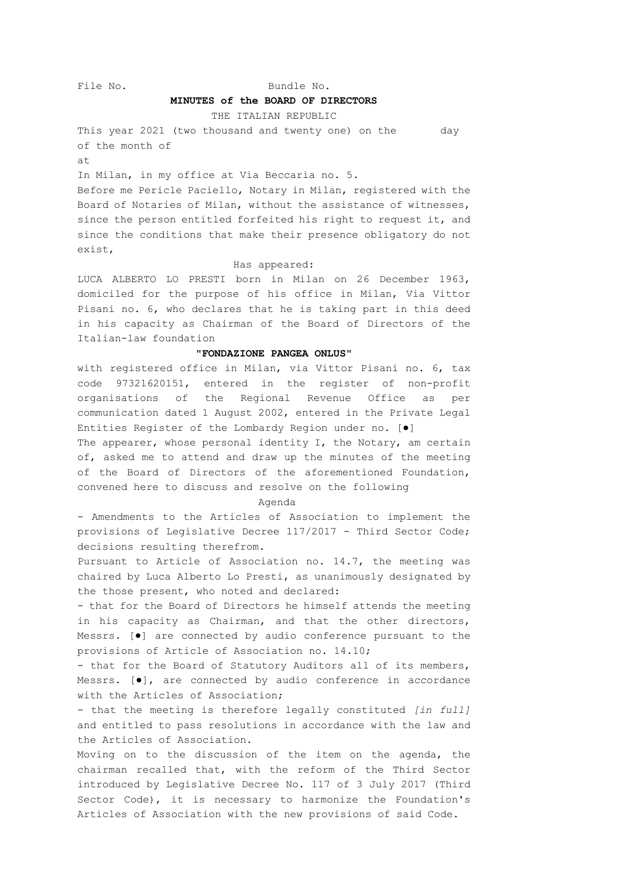File No. Bundle No.

**MINUTES of the BOARD OF DIRECTORS**

THE ITALIAN REPUBLIC

This year 2021 (two thousand and twenty one) on the day of the month of

at

In Milan, in my office at Via Beccaria no. 5.

Before me Pericle Paciello, Notary in Milan, registered with the Board of Notaries of Milan, without the assistance of witnesses, since the person entitled forfeited his right to request it, and since the conditions that make their presence obligatory do not exist,

Has appeared:

LUCA ALBERTO LO PRESTI born in Milan on 26 December 1963, domiciled for the purpose of his office in Milan, Via Vittor Pisani no. 6, who declares that he is taking part in this deed in his capacity as Chairman of the Board of Directors of the Italian-law foundation

**"FONDAZIONE PANGEA ONLUS"**

with registered office in Milan, via Vittor Pisani no. 6, tax code 97321620151, entered in the register of non-profit organisations of the Regional Revenue Office as per communication dated 1 August 2002, entered in the Private Legal Entities Register of the Lombardy Region under no. [●]

The appearer, whose personal identity I, the Notary, am certain of, asked me to attend and draw up the minutes of the meeting of the Board of Directors of the aforementioned Foundation, convened here to discuss and resolve on the following

Agenda

- Amendments to the Articles of Association to implement the provisions of Legislative Decree 117/2017 - Third Sector Code; decisions resulting therefrom.

Pursuant to Article of Association no. 14.7, the meeting was chaired by Luca Alberto Lo Presti, as unanimously designated by the those present, who noted and declared:

- that for the Board of Directors he himself attends the meeting in his capacity as Chairman, and that the other directors, Messrs. [●] are connected by audio conference pursuant to the provisions of Article of Association no. 14.10;
- that for the Board of Statutory Auditors all of its members, Messrs. [●], are connected by audio conference in accordance with the Articles of Association;
- that the meeting is therefore legally constituted *[in full]* and entitled to pass resolutions in accordance with the law and the Articles of Association.

Moving on to the discussion of the item on the agenda, the chairman recalled that, with the reform of the Third Sector introduced by Legislative Decree No. 117 of 3 July 2017 (Third Sector Code), it is necessary to harmonize the Foundation's Articles of Association with the new provisions of said Code.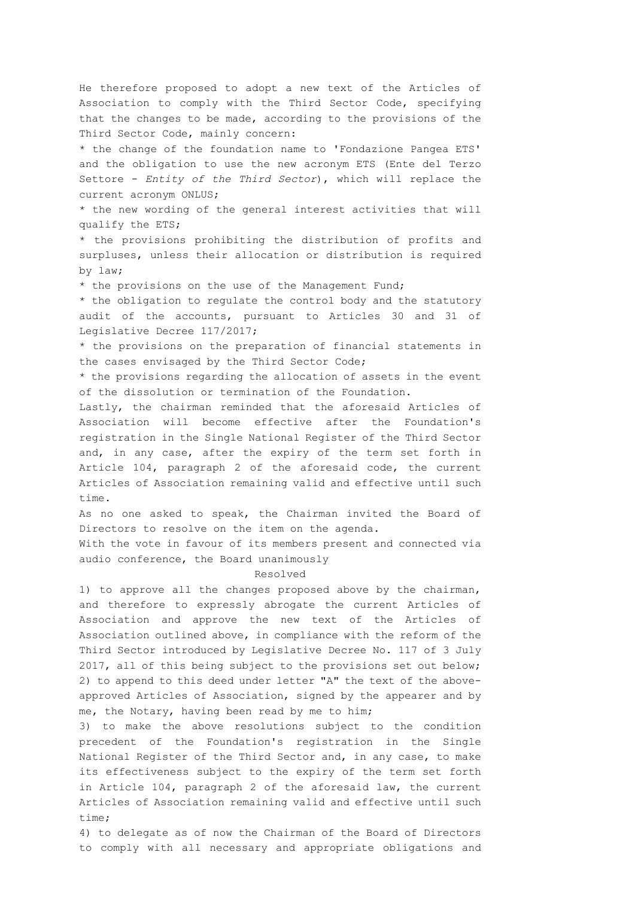He therefore proposed to adopt a new text of the Articles of Association to comply with the Third Sector Code, specifying that the changes to be made, according to the provisions of the Third Sector Code, mainly concern:

* the change of the foundation name to 'Fondazione Pangea ETS' and the obligation to use the new acronym ETS (Ente del Terzo Settore - *Entity of the Third Sector*), which will replace the current acronym ONLUS;
* the new wording of the general interest activities that will qualify the ETS;
* the provisions prohibiting the distribution of profits and surpluses, unless their allocation or distribution is required by law;
* the provisions on the use of the Management Fund;
* the obligation to regulate the control body and the statutory audit of the accounts, pursuant to Articles 30 and 31 of Legislative Decree 117/2017;
* the provisions on the preparation of financial statements in the cases envisaged by the Third Sector Code;
* the provisions regarding the allocation of assets in the event of the dissolution or termination of the Foundation.

Lastly, the chairman reminded that the aforesaid Articles of Association will become effective after the Foundation's registration in the Single National Register of the Third Sector and, in any case, after the expiry of the term set forth in Article 104, paragraph 2 of the aforesaid code, the current Articles of Association remaining valid and effective until such time.

As no one asked to speak, the Chairman invited the Board of Directors to resolve on the item on the agenda.

With the vote in favour of its members present and connected via audio conference, the Board unanimously

Resolved

1) to approve all the changes proposed above by the chairman, and therefore to expressly abrogate the current Articles of Association and approve the new text of the Articles of Association outlined above, in compliance with the reform of the Third Sector introduced by Legislative Decree No. 117 of 3 July 2017, all of this being subject to the provisions set out below;
2) to append to this deed under letter "A" the text of the above-approved Articles of Association, signed by the appearer and by me, the Notary, having been read by me to him;
3) to make the above resolutions subject to the condition precedent of the Foundation's registration in the Single National Register of the Third Sector and, in any case, to make its effectiveness subject to the expiry of the term set forth in Article 104, paragraph 2 of the aforesaid law, the current Articles of Association remaining valid and effective until such time;
4) to delegate as of now the Chairman of the Board of Directors to comply with all necessary and appropriate obligations and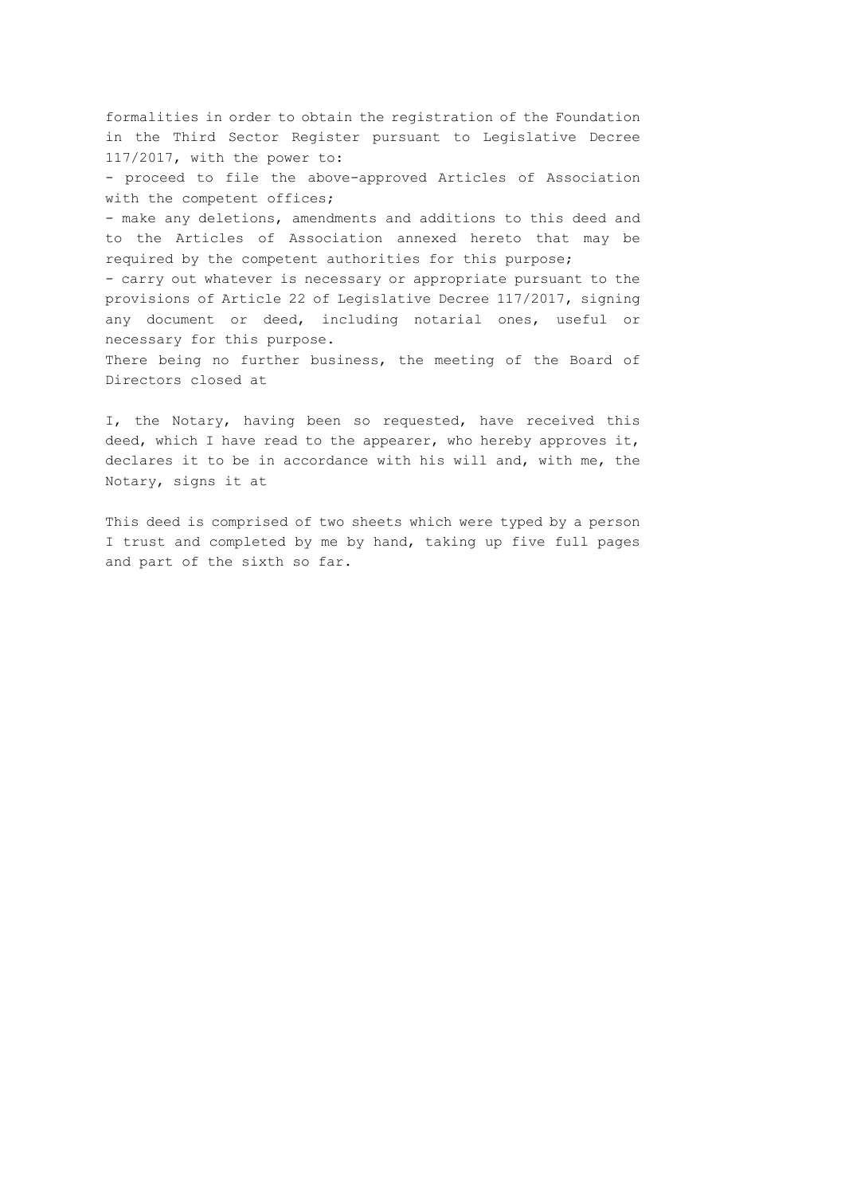formalities in order to obtain the registration of the Foundation in the Third Sector Register pursuant to Legislative Decree 117/2017, with the power to:

- proceed to file the above-approved Articles of Association with the competent offices;
- make any deletions, amendments and additions to this deed and to the Articles of Association annexed hereto that may be required by the competent authorities for this purpose;
- carry out whatever is necessary or appropriate pursuant to the provisions of Article 22 of Legislative Decree 117/2017, signing any document or deed, including notarial ones, useful or necessary for this purpose.

There being no further business, the meeting of the Board of Directors closed at

I, the Notary, having been so requested, have received this deed, which I have read to the appearer, who hereby approves it, declares it to be in accordance with his will and, with me, the Notary, signs it at

This deed is comprised of two sheets which were typed by a person I trust and completed by me by hand, taking up five full pages and part of the sixth so far.